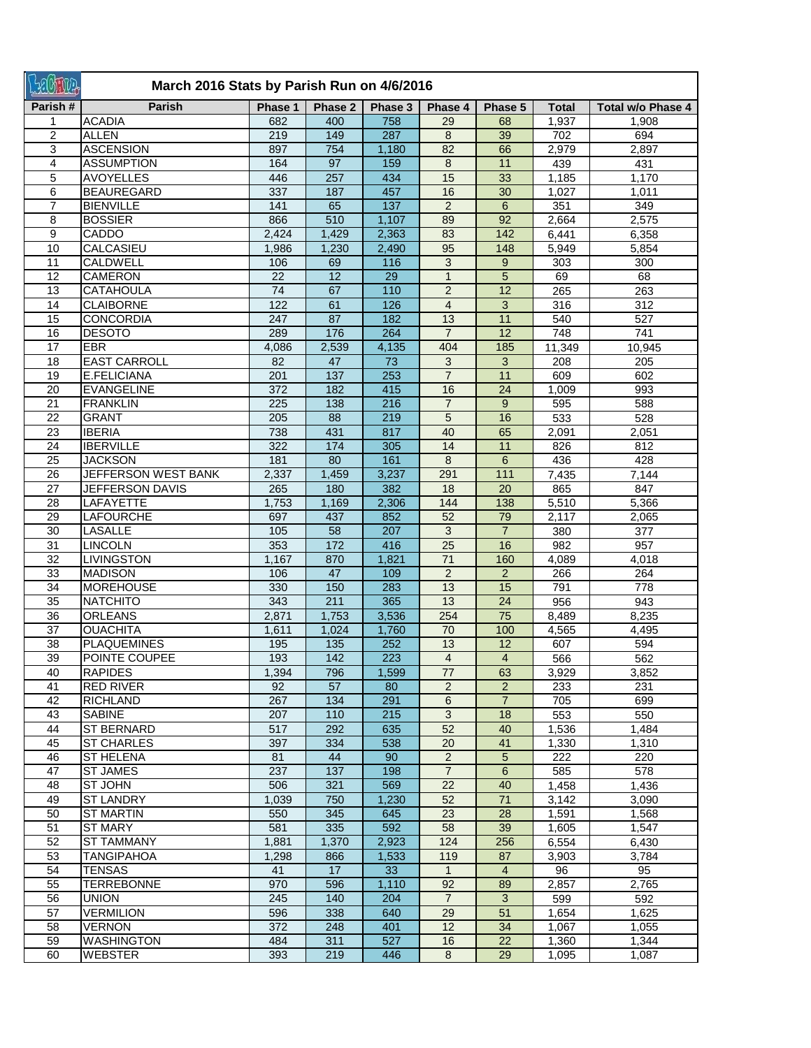# March 2016 Stats by Parish Run on 4/6/2016

| Parish # | Parish | Phase 1 | Phase 2 | Phase 3 | Phase 4 | Phase 5 | Total | Total w/o Phase 4 |
|---|---|---|---|---|---|---|---|---|
| 1 | ACADIA | 682 | 400 | 758 | 29 | 68 | 1,937 | 1,908 |
| 2 | ALLEN | 219 | 149 | 287 | 8 | 39 | 702 | 694 |
| 3 | ASCENSION | 897 | 754 | 1,180 | 82 | 66 | 2,979 | 2,897 |
| 4 | ASSUMPTION | 164 | 97 | 159 | 8 | 11 | 439 | 431 |
| 5 | AVOYELLES | 446 | 257 | 434 | 15 | 33 | 1,185 | 1,170 |
| 6 | BEAUREGARD | 337 | 187 | 457 | 16 | 30 | 1,027 | 1,011 |
| 7 | BIENVILLE | 141 | 65 | 137 | 2 | 6 | 351 | 349 |
| 8 | BOSSIER | 866 | 510 | 1,107 | 89 | 92 | 2,664 | 2,575 |
| 9 | CADDO | 2,424 | 1,429 | 2,363 | 83 | 142 | 6,441 | 6,358 |
| 10 | CALCASIEU | 1,986 | 1,230 | 2,490 | 95 | 148 | 5,949 | 5,854 |
| 11 | CALDWELL | 106 | 69 | 116 | 3 | 9 | 303 | 300 |
| 12 | CAMERON | 22 | 12 | 29 | 1 | 5 | 69 | 68 |
| 13 | CATAHOULA | 74 | 67 | 110 | 2 | 12 | 265 | 263 |
| 14 | CLAIBORNE | 122 | 61 | 126 | 4 | 3 | 316 | 312 |
| 15 | CONCORDIA | 247 | 87 | 182 | 13 | 11 | 540 | 527 |
| 16 | DESOTO | 289 | 176 | 264 | 7 | 12 | 748 | 741 |
| 17 | EBR | 4,086 | 2,539 | 4,135 | 404 | 185 | 11,349 | 10,945 |
| 18 | EAST CARROLL | 82 | 47 | 73 | 3 | 3 | 208 | 205 |
| 19 | E.FELICIANA | 201 | 137 | 253 | 7 | 11 | 609 | 602 |
| 20 | EVANGELINE | 372 | 182 | 415 | 16 | 24 | 1,009 | 993 |
| 21 | FRANKLIN | 225 | 138 | 216 | 7 | 9 | 595 | 588 |
| 22 | GRANT | 205 | 88 | 219 | 5 | 16 | 533 | 528 |
| 23 | IBERIA | 738 | 431 | 817 | 40 | 65 | 2,091 | 2,051 |
| 24 | IBERVILLE | 322 | 174 | 305 | 14 | 11 | 826 | 812 |
| 25 | JACKSON | 181 | 80 | 161 | 8 | 6 | 436 | 428 |
| 26 | JEFFERSON WEST BANK | 2,337 | 1,459 | 3,237 | 291 | 111 | 7,435 | 7,144 |
| 27 | JEFFERSON DAVIS | 265 | 180 | 382 | 18 | 20 | 865 | 847 |
| 28 | LAFAYETTE | 1,753 | 1,169 | 2,306 | 144 | 138 | 5,510 | 5,366 |
| 29 | LAFOURCHE | 697 | 437 | 852 | 52 | 79 | 2,117 | 2,065 |
| 30 | LASALLE | 105 | 58 | 207 | 3 | 7 | 380 | 377 |
| 31 | LINCOLN | 353 | 172 | 416 | 25 | 16 | 982 | 957 |
| 32 | LIVINGSTON | 1,167 | 870 | 1,821 | 71 | 160 | 4,089 | 4,018 |
| 33 | MADISON | 106 | 47 | 109 | 2 | 2 | 266 | 264 |
| 34 | MOREHOUSE | 330 | 150 | 283 | 13 | 15 | 791 | 778 |
| 35 | NATCHITO | 343 | 211 | 365 | 13 | 24 | 956 | 943 |
| 36 | ORLEANS | 2,871 | 1,753 | 3,536 | 254 | 75 | 8,489 | 8,235 |
| 37 | OUACHITA | 1,611 | 1,024 | 1,760 | 70 | 100 | 4,565 | 4,495 |
| 38 | PLAQUEMINES | 195 | 135 | 252 | 13 | 12 | 607 | 594 |
| 39 | POINTE COUPEE | 193 | 142 | 223 | 4 | 4 | 566 | 562 |
| 40 | RAPIDES | 1,394 | 796 | 1,599 | 77 | 63 | 3,929 | 3,852 |
| 41 | RED RIVER | 92 | 57 | 80 | 2 | 2 | 233 | 231 |
| 42 | RICHLAND | 267 | 134 | 291 | 6 | 7 | 705 | 699 |
| 43 | SABINE | 207 | 110 | 215 | 3 | 18 | 553 | 550 |
| 44 | ST BERNARD | 517 | 292 | 635 | 52 | 40 | 1,536 | 1,484 |
| 45 | ST CHARLES | 397 | 334 | 538 | 20 | 41 | 1,330 | 1,310 |
| 46 | ST HELENA | 81 | 44 | 90 | 2 | 5 | 222 | 220 |
| 47 | ST JAMES | 237 | 137 | 198 | 7 | 6 | 585 | 578 |
| 48 | ST JOHN | 506 | 321 | 569 | 22 | 40 | 1,458 | 1,436 |
| 49 | ST LANDRY | 1,039 | 750 | 1,230 | 52 | 71 | 3,142 | 3,090 |
| 50 | ST MARTIN | 550 | 345 | 645 | 23 | 28 | 1,591 | 1,568 |
| 51 | ST MARY | 581 | 335 | 592 | 58 | 39 | 1,605 | 1,547 |
| 52 | ST TAMMANY | 1,881 | 1,370 | 2,923 | 124 | 256 | 6,554 | 6,430 |
| 53 | TANGIPAHOA | 1,298 | 866 | 1,533 | 119 | 87 | 3,903 | 3,784 |
| 54 | TENSAS | 41 | 17 | 33 | 1 | 4 | 96 | 95 |
| 55 | TERREBONNE | 970 | 596 | 1,110 | 92 | 89 | 2,857 | 2,765 |
| 56 | UNION | 245 | 140 | 204 | 7 | 3 | 599 | 592 |
| 57 | VERMILION | 596 | 338 | 640 | 29 | 51 | 1,654 | 1,625 |
| 58 | VERNON | 372 | 248 | 401 | 12 | 34 | 1,067 | 1,055 |
| 59 | WASHINGTON | 484 | 311 | 527 | 16 | 22 | 1,360 | 1,344 |
| 60 | WEBSTER | 393 | 219 | 446 | 8 | 29 | 1,095 | 1,087 |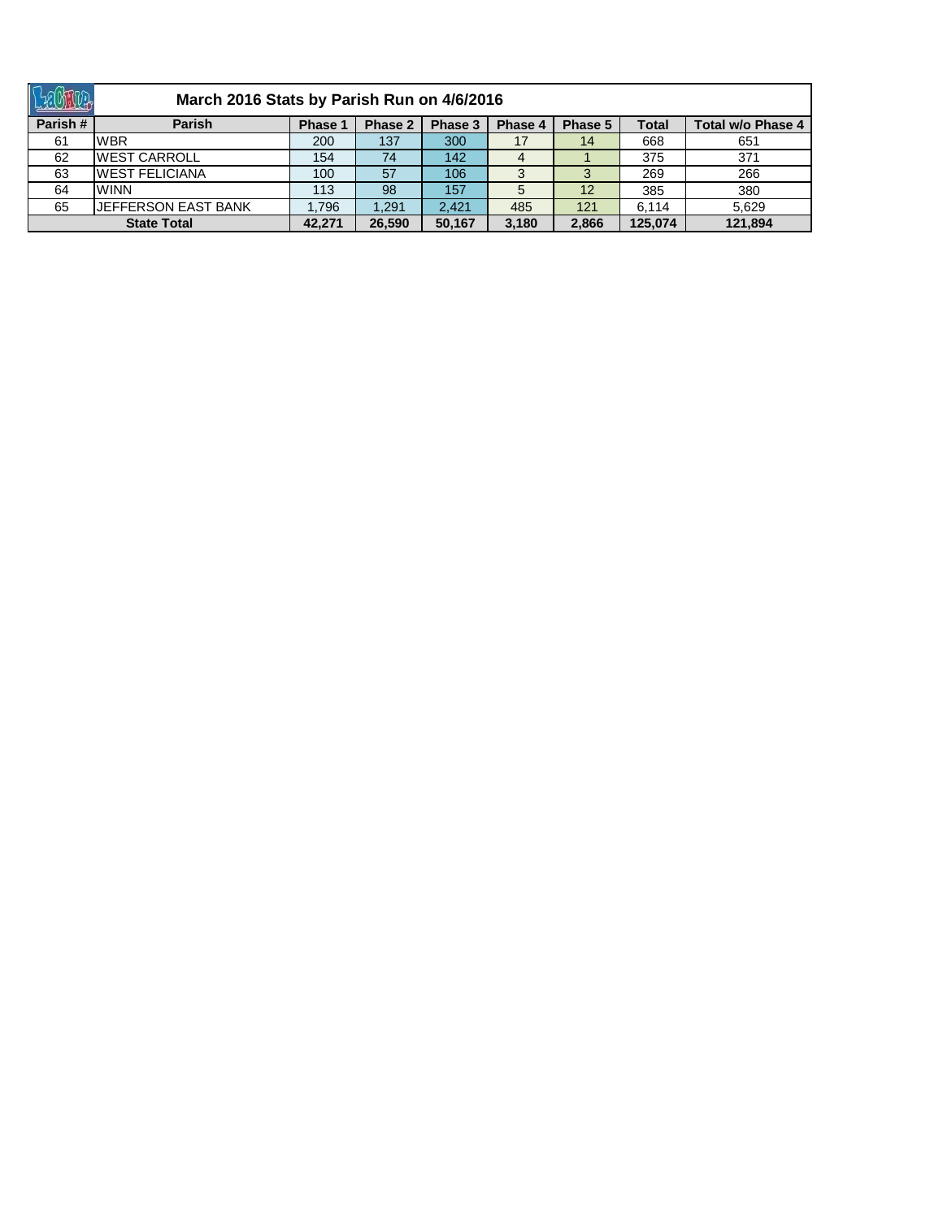## March 2016 Stats by Parish Run on 4/6/2016

| Parish # | Parish | Phase 1 | Phase 2 | Phase 3 | Phase 4 | Phase 5 | Total | Total w/o Phase 4 |
|---|---|---|---|---|---|---|---|---|
| 61 | WBR | 200 | 137 | 300 | 17 | 14 | 668 | 651 |
| 62 | WEST CARROLL | 154 | 74 | 142 | 4 | 1 | 375 | 371 |
| 63 | WEST FELICIANA | 100 | 57 | 106 | 3 | 3 | 269 | 266 |
| 64 | WINN | 113 | 98 | 157 | 5 | 12 | 385 | 380 |
| 65 | JEFFERSON EAST BANK | 1,796 | 1,291 | 2,421 | 485 | 121 | 6,114 | 5,629 |
| **State Total** | | **42,271** | **26,590** | **50,167** | **3,180** | **2,866** | **125,074** | **121,894** |